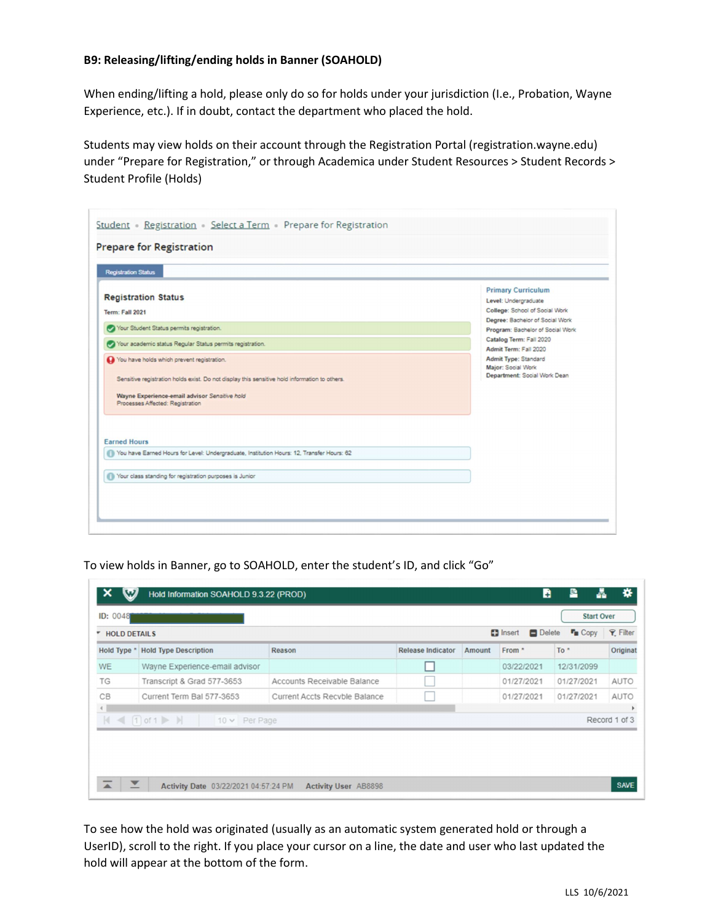**B9: Releasing/lifting/ending holds in Banner (SOAHOLD)**

When ending/lifting a hold, please only do so for holds under your jurisdiction (I.e., Probation, Wayne Experience, etc.). If in doubt, contact the department who placed the hold.

Students may view holds on their account through the Registration Portal (registration.wayne.edu) under "Prepare for Registration," or through Academica under Student Resources > Student Records > Student Profile (Holds)

Student • Registration • Select a Term • Prepare for Registration

Prepare for Registration

Registration Status

**Registration Status**

Term: Fall 2021

Your Student Status permits registration.

Your academic status Regular Status permits registration.

You have holds which prevent registration.

Sensitive registration holds exist. Do not display this sensitive hold information to others.

Wayne Experience-email advisor *Sensitive hold*
Processes Affected: Registration

Earned Hours

You have Earned Hours for Level: Undergraduate, Institution Hours: 12, Transfer Hours: 62

Your class standing for registration purposes is Junior

**Primary Curriculum**
Level: Undergraduate
College: School of Social Work
Degree: Bachelor of Social Work
Program: Bachelor of Social Work
Catalog Term: Fall 2020
Admit Term: Fall 2020
Admit Type: Standard
Major: Social Work
Department: Social Work Dean

To view holds in Banner, go to SOAHOLD, enter the student's ID, and click "Go"

Hold Information SOAHOLD 9.3.22 (PROD)

ID: 0048

HOLD DETAILS

| Hold Type * | Hold Type Description | Reason | Release Indicator | Amount | From * | To * | Originat |
|---|---|---|---|---|---|---|---|
| WE | Wayne Experience-email advisor | | ☐ | | 03/22/2021 | 12/31/2099 | |
| TG | Transcript & Grad 577-3653 | Accounts Receivable Balance | ☐ | | 01/27/2021 | 01/27/2021 | AUTO |
| CB | Current Term Bal 577-3653 | Current Accts Recvble Balance | ☐ | | 01/27/2021 | 01/27/2021 | AUTO |

Record 1 of 3

Activity Date 03/22/2021 04:57:24 PM Activity User AB8898

To see how the hold was originated (usually as an automatic system generated hold or through a UserID), scroll to the right. If you place your cursor on a line, the date and user who last updated the hold will appear at the bottom of the form.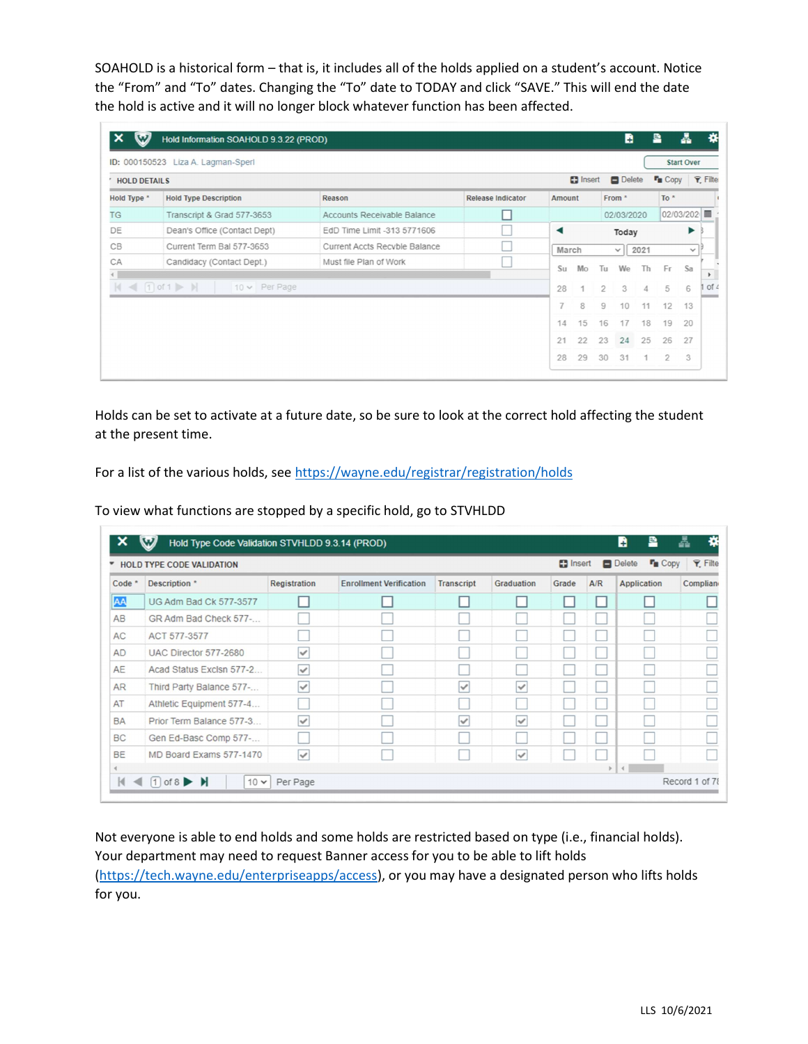SOAHOLD is a historical form – that is, it includes all of the holds applied on a student's account. Notice the "From" and "To" dates. Changing the "To" date to TODAY and click "SAVE." This will end the date the hold is active and it will no longer block whatever function has been affected.

Hold Information SOAHOLD 9.3.22 (PROD)

ID: 000150523 Liza A. Lagman-Sperl

HOLD DETAILS

| Hold Type * | Hold Type Description | Reason | Release Indicator | Amount | From * | To * |
|---|---|---|---|---|---|---|
| TG | Transcript & Grad 577-3653 | Accounts Receivable Balance | ☐ | | 02/03/2020 | 02/03/202 |
| DE | Dean's Office (Contact Dept) | EdD Time Limit -313 5771606 | ☐ | | | |
| CB | Current Term Bal 577-3653 | Current Accts Recvble Balance | ☐ | | | |
| CA | Candidacy (Contact Dept.) | Must file Plan of Work | ☐ | | | |

Holds can be set to activate at a future date, so be sure to look at the correct hold affecting the student at the present time.

For a list of the various holds, see https://wayne.edu/registrar/registration/holds

To view what functions are stopped by a specific hold, go to STVHLDD

Hold Type Code Validation STVHLDD 9.3.14 (PROD)

HOLD TYPE CODE VALIDATION

| Code * | Description * | Registration | Enrollment Verification | Transcript | Graduation | Grade | A/R | Application | Complian |
|---|---|---|---|---|---|---|---|---|---|
| AA | UG Adm Bad Ck 577-3577 | ☐ | ☐ | ☐ | ☐ | ☐ | ☐ | ☐ | ☐ |
| AB | GR Adm Bad Check 577-... | ☐ | ☐ | ☐ | ☐ | ☐ | ☐ | ☐ | ☐ |
| AC | ACT 577-3577 | ☐ | ☐ | ☐ | ☐ | ☐ | ☐ | ☐ | ☐ |
| AD | UAC Director 577-2680 | ☑ | ☐ | ☐ | ☐ | ☐ | ☐ | ☐ | ☐ |
| AE | Acad Status Exclsn 577-2... | ☑ | ☐ | ☐ | ☐ | ☐ | ☐ | ☐ | ☐ |
| AR | Third Party Balance 577-... | ☑ | ☐ | ☑ | ☑ | ☐ | ☐ | ☐ | ☐ |
| AT | Athletic Equipment 577-4... | ☐ | ☐ | ☐ | ☐ | ☐ | ☐ | ☐ | ☐ |
| BA | Prior Term Balance 577-3... | ☑ | ☐ | ☑ | ☑ | ☐ | ☐ | ☐ | ☐ |
| BC | Gen Ed-Basc Comp 577-... | ☐ | ☐ | ☐ | ☐ | ☐ | ☐ | ☐ | ☐ |
| BE | MD Board Exams 577-1470 | ☑ | ☐ | ☐ | ☑ | ☐ | ☐ | ☐ | ☐ |

Not everyone is able to end holds and some holds are restricted based on type (i.e., financial holds). Your department may need to request Banner access for you to be able to lift holds (https://tech.wayne.edu/enterpriseapps/access), or you may have a designated person who lifts holds for you.

LLS 10/6/2021